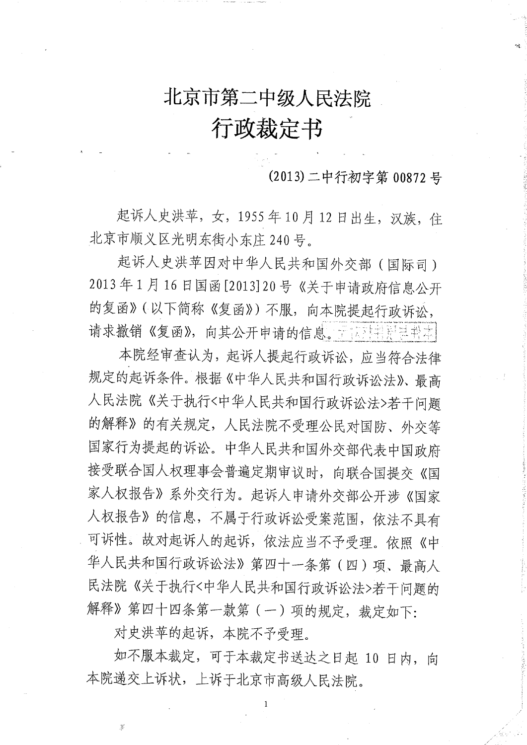# 北京市第二中级人民法院

# 行政裁定书

(2013)二中行初字第 00872 号

起诉人史洪苹，女，1955 年 10 月 12 日出生，汉族，住北京市顺义区光明东街小东庄 240 号。

起诉人史洪苹因对中华人民共和国外交部（国际司）2013 年 1 月 16 日国函[2013]20 号《关于申请政府信息公开的复函》（以下简称《复函》）不服，向本院提起行政诉讼，请求撤销《复函》，向其公开申请的信息。

本院经审查认为，起诉人提起行政诉讼，应当符合法律规定的起诉条件。根据《中华人民共和国行政诉讼法》、最高人民法院《关于执行<中华人民共和国行政诉讼法>若干问题的解释》的有关规定，人民法院不受理公民对国防、外交等国家行为提起的诉讼。中华人民共和国外交部代表中国政府接受联合国人权理事会普遍定期审议时，向联合国提交《国家人权报告》系外交行为。起诉人申请外交部公开涉《国家人权报告》的信息，不属于行政诉讼受案范围，依法不具有可诉性。故对起诉人的起诉，依法应当不予受理。依照《中华人民共和国行政诉讼法》第四十一条第（四）项、最高人民法院《关于执行<中华人民共和国行政诉讼法>若干问题的解释》第四十四条第一款第（一）项的规定，裁定如下：

对史洪苹的起诉，本院不予受理。

如不服本裁定，可于本裁定书送达之日起 10 日内，向本院递交上诉状，上诉于北京市高级人民法院。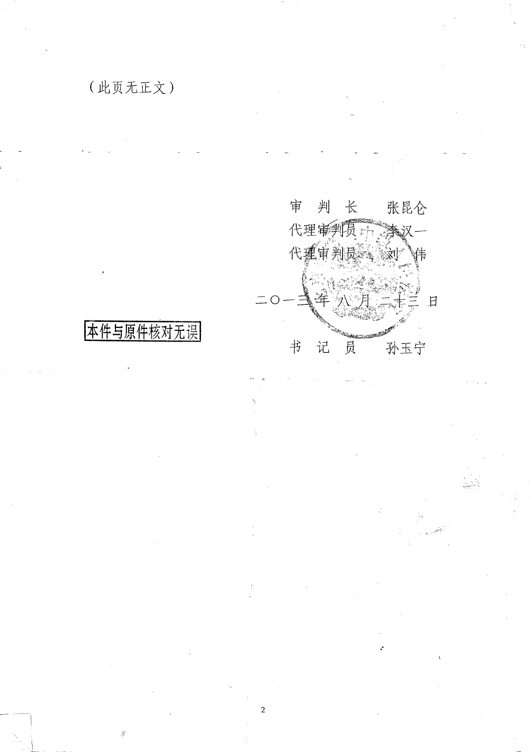（此页无正文）

审 判 长　　张昆仑

代理审判员　　李汉一

代理审判员　　刘　伟

二〇一三年 八 月 二十三 日

本件与原件核对无误

书 记 员　　孙玉宁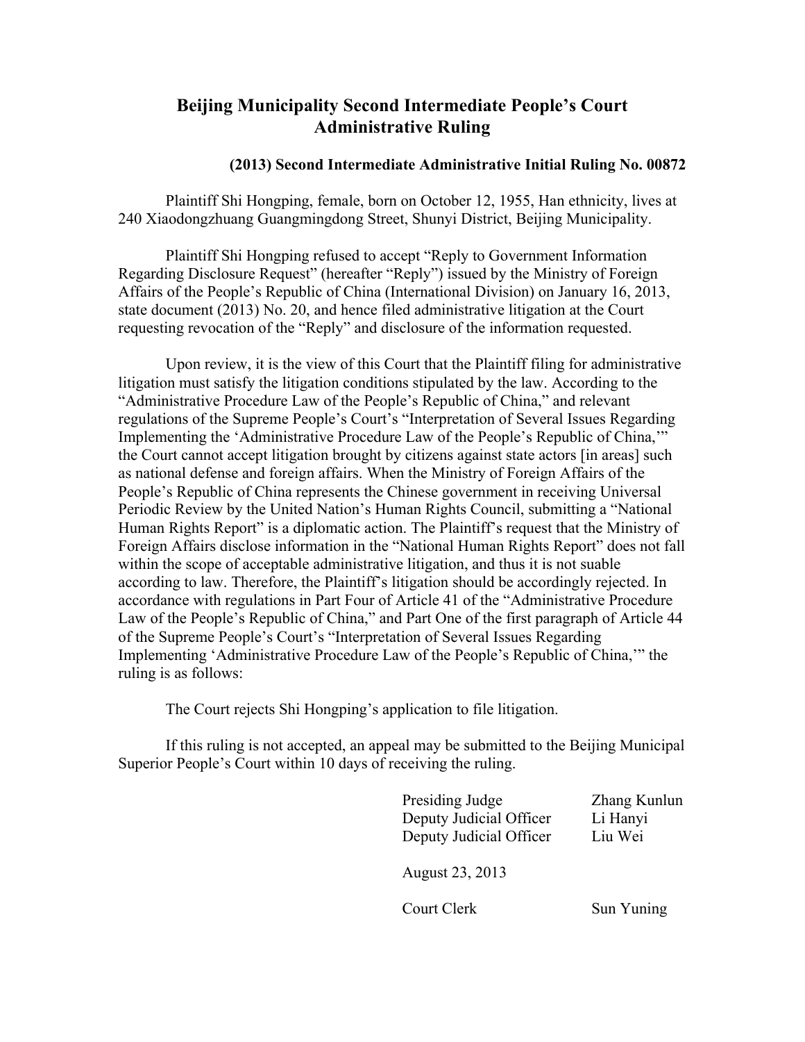# Beijing Municipality Second Intermediate People's Court Administrative Ruling

**(2013) Second Intermediate Administrative Initial Ruling No. 00872**

Plaintiff Shi Hongping, female, born on October 12, 1955, Han ethnicity, lives at 240 Xiaodongzhuang Guangmingdong Street, Shunyi District, Beijing Municipality.

Plaintiff Shi Hongping refused to accept "Reply to Government Information Regarding Disclosure Request" (hereafter "Reply") issued by the Ministry of Foreign Affairs of the People's Republic of China (International Division) on January 16, 2013, state document (2013) No. 20, and hence filed administrative litigation at the Court requesting revocation of the "Reply" and disclosure of the information requested.

Upon review, it is the view of this Court that the Plaintiff filing for administrative litigation must satisfy the litigation conditions stipulated by the law. According to the "Administrative Procedure Law of the People's Republic of China," and relevant regulations of the Supreme People's Court's "Interpretation of Several Issues Regarding Implementing the 'Administrative Procedure Law of the People's Republic of China,'" the Court cannot accept litigation brought by citizens against state actors [in areas] such as national defense and foreign affairs. When the Ministry of Foreign Affairs of the People's Republic of China represents the Chinese government in receiving Universal Periodic Review by the United Nation's Human Rights Council, submitting a "National Human Rights Report" is a diplomatic action. The Plaintiff's request that the Ministry of Foreign Affairs disclose information in the "National Human Rights Report" does not fall within the scope of acceptable administrative litigation, and thus it is not suable according to law. Therefore, the Plaintiff's litigation should be accordingly rejected. In accordance with regulations in Part Four of Article 41 of the "Administrative Procedure Law of the People's Republic of China," and Part One of the first paragraph of Article 44 of the Supreme People's Court's "Interpretation of Several Issues Regarding Implementing 'Administrative Procedure Law of the People's Republic of China,'" the ruling is as follows:

The Court rejects Shi Hongping's application to file litigation.

If this ruling is not accepted, an appeal may be submitted to the Beijing Municipal Superior People's Court within 10 days of receiving the ruling.

Presiding Judge Zhang Kunlun
Deputy Judicial Officer Li Hanyi
Deputy Judicial Officer Liu Wei

August 23, 2013

Court Clerk Sun Yuning